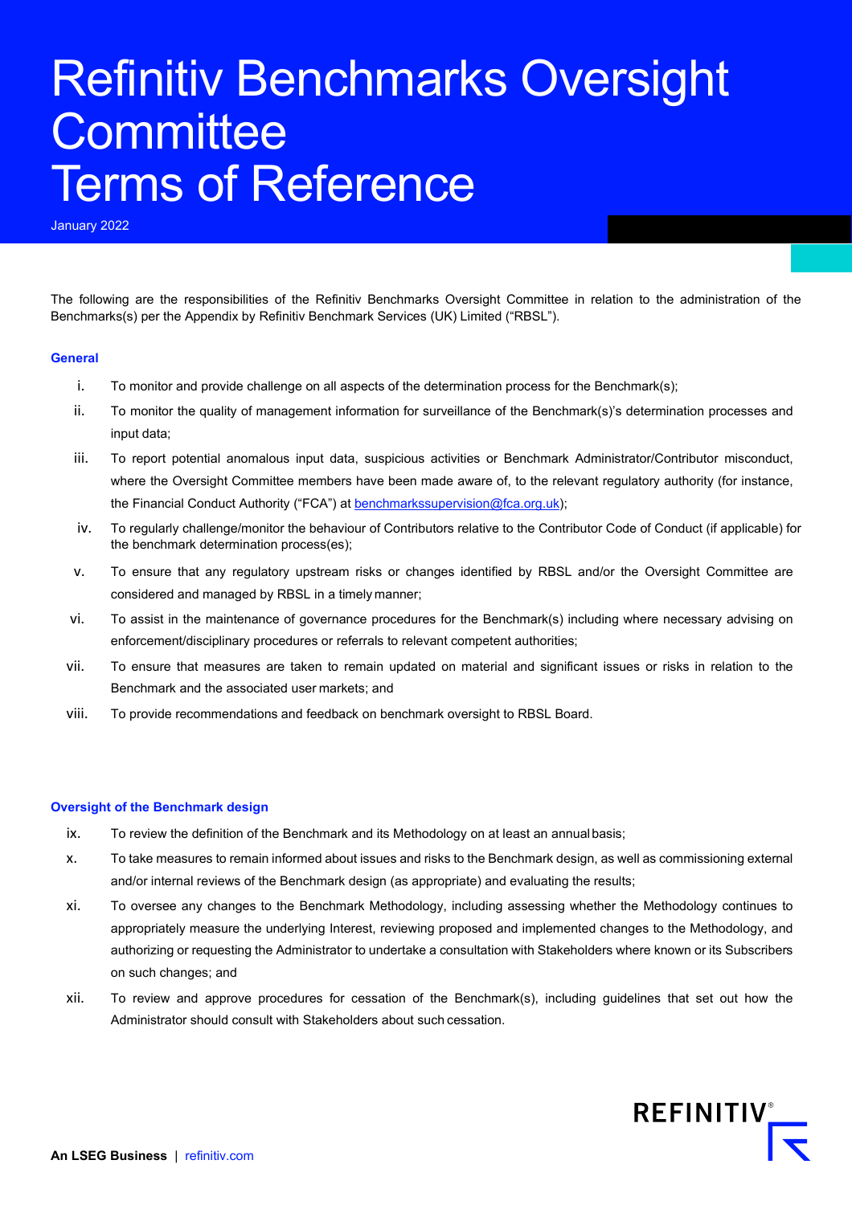# Refinitiv Benchmarks Oversight Committee Terms of Reference

January 2022

The following are the responsibilities of the Refinitiv Benchmarks Oversight Committee in relation to the administration of the Benchmarks(s) per the Appendix by Refinitiv Benchmark Services (UK) Limited ("RBSL").

## General

i. To monitor and provide challenge on all aspects of the determination process for the Benchmark(s);

ii. To monitor the quality of management information for surveillance of the Benchmark(s)'s determination processes and input data;

iii. To report potential anomalous input data, suspicious activities or Benchmark Administrator/Contributor misconduct, where the Oversight Committee members have been made aware of, to the relevant regulatory authority (for instance, the Financial Conduct Authority ("FCA") at benchmarkssupervision@fca.org.uk);

iv. To regularly challenge/monitor the behaviour of Contributors relative to the Contributor Code of Conduct (if applicable) for the benchmark determination process(es);

v. To ensure that any regulatory upstream risks or changes identified by RBSL and/or the Oversight Committee are considered and managed by RBSL in a timely manner;

vi. To assist in the maintenance of governance procedures for the Benchmark(s) including where necessary advising on enforcement/disciplinary procedures or referrals to relevant competent authorities;

vii. To ensure that measures are taken to remain updated on material and significant issues or risks in relation to the Benchmark and the associated user markets; and

viii. To provide recommendations and feedback on benchmark oversight to RBSL Board.

## Oversight of the Benchmark design

ix. To review the definition of the Benchmark and its Methodology on at least an annual basis;

x. To take measures to remain informed about issues and risks to the Benchmark design, as well as commissioning external and/or internal reviews of the Benchmark design (as appropriate) and evaluating the results;

xi. To oversee any changes to the Benchmark Methodology, including assessing whether the Methodology continues to appropriately measure the underlying Interest, reviewing proposed and implemented changes to the Methodology, and authorizing or requesting the Administrator to undertake a consultation with Stakeholders where known or its Subscribers on such changes; and

xii. To review and approve procedures for cessation of the Benchmark(s), including guidelines that set out how the Administrator should consult with Stakeholders about such cessation.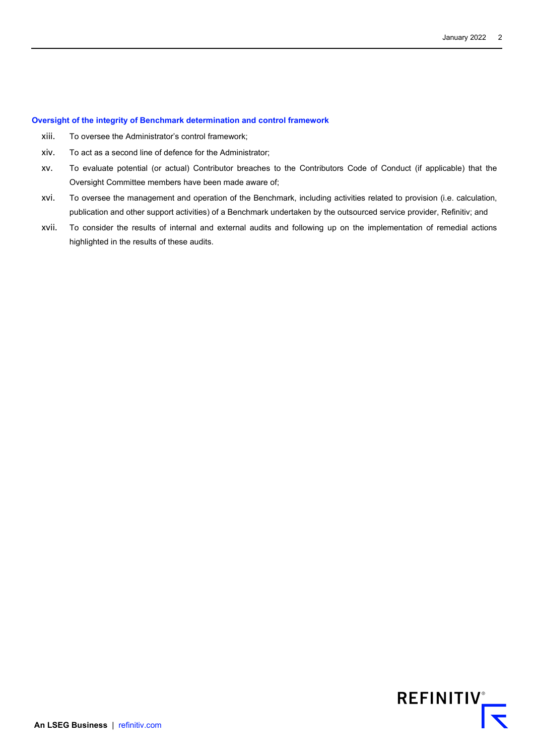### Oversight of the integrity of Benchmark determination and control framework

xiii. To oversee the Administrator's control framework;

xiv. To act as a second line of defence for the Administrator;

xv. To evaluate potential (or actual) Contributor breaches to the Contributors Code of Conduct (if applicable) that the Oversight Committee members have been made aware of;

xvi. To oversee the management and operation of the Benchmark, including activities related to provision (i.e. calculation, publication and other support activities) of a Benchmark undertaken by the outsourced service provider, Refinitiv; and

xvii. To consider the results of internal and external audits and following up on the implementation of remedial actions highlighted in the results of these audits.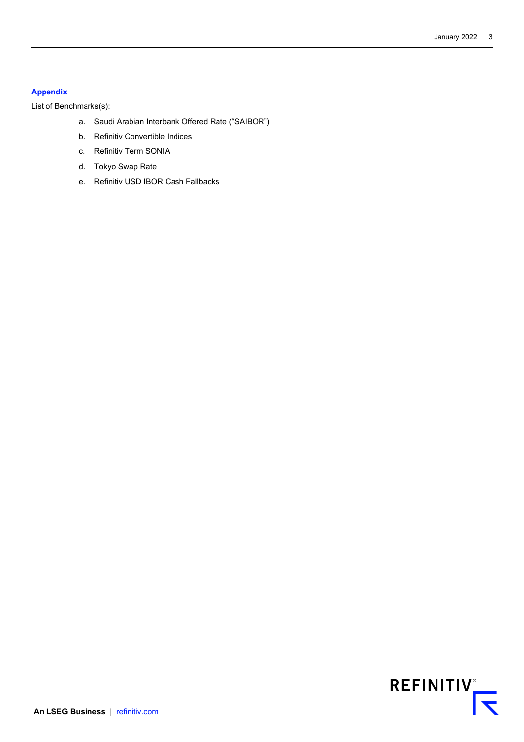## Appendix

List of Benchmarks(s):

a. Saudi Arabian Interbank Offered Rate ("SAIBOR")
b. Refinitiv Convertible Indices
c. Refinitiv Term SONIA
d. Tokyo Swap Rate
e. Refinitiv USD IBOR Cash Fallbacks